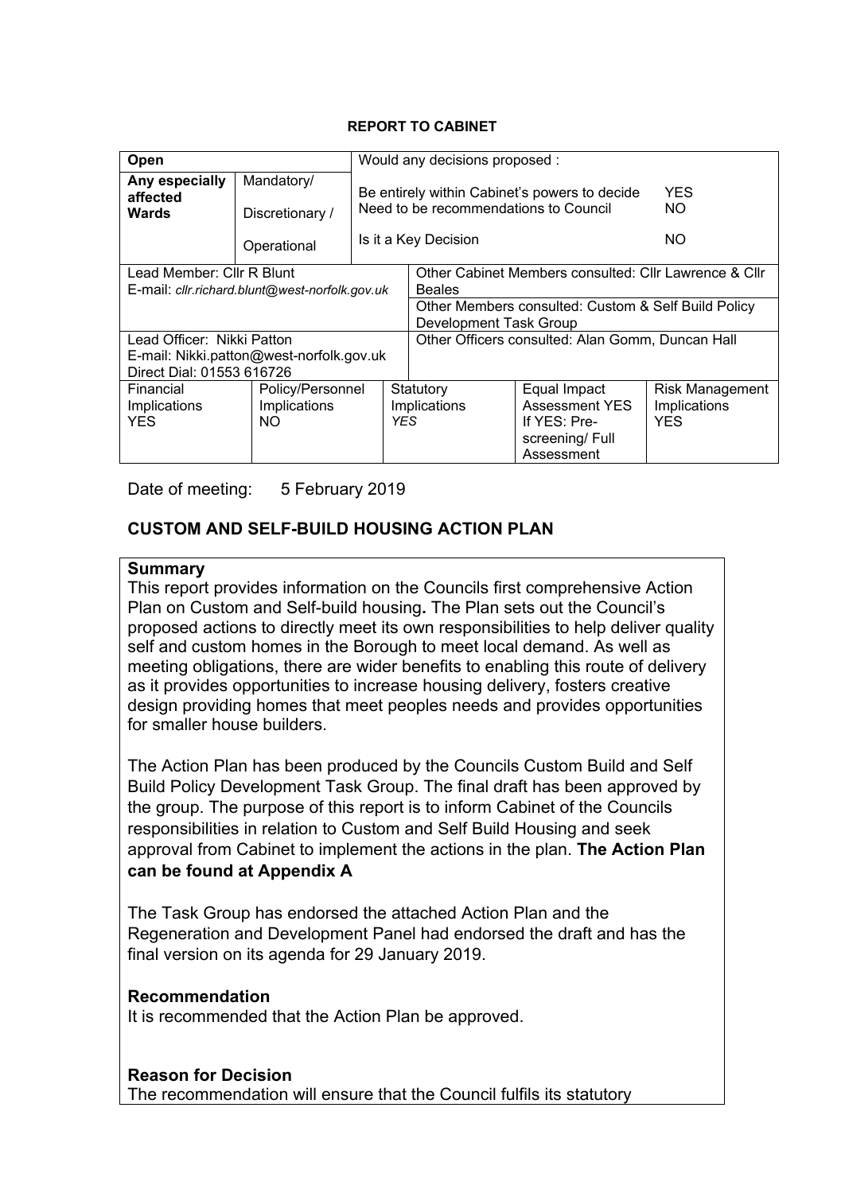**REPORT TO CABINET**

| Open | | Would any decisions proposed : | | | |
|---|---|---|---|---|---|
| **Any especially affected Wards** | Mandatory/<br><br>Discretionary /<br><br>Operational | Be entirely within Cabinet's powers to decide YES<br>Need to be recommendations to Council NO<br><br>Is it a Key Decision NO | | | |
| Lead Member: Cllr R Blunt<br>E-mail: *cllr.richard.blunt@west-norfolk.gov.uk* | | | Other Cabinet Members consulted: Cllr Lawrence & Cllr Beales<br><br>Other Members consulted: Custom & Self Build Policy Development Task Group | | |
| Lead Officer: Nikki Patton<br>E-mail: Nikki.patton@west-norfolk.gov.uk<br>Direct Dial: 01553 616726 | | | Other Officers consulted: Alan Gomm, Duncan Hall | | |
| Financial Implications<br>YES | Policy/Personnel Implications<br>NO | | Statutory Implications<br>*YES* | Equal Impact Assessment YES<br>If YES: Pre-screening/ Full Assessment | Risk Management Implications<br>YES |

Date of meeting: 5 February 2019

## CUSTOM AND SELF-BUILD HOUSING ACTION PLAN

### Summary

This report provides information on the Councils first comprehensive Action Plan on Custom and Self-build housing**.** The Plan sets out the Council's proposed actions to directly meet its own responsibilities to help deliver quality self and custom homes in the Borough to meet local demand. As well as meeting obligations, there are wider benefits to enabling this route of delivery as it provides opportunities to increase housing delivery, fosters creative design providing homes that meet peoples needs and provides opportunities for smaller house builders.

The Action Plan has been produced by the Councils Custom Build and Self Build Policy Development Task Group. The final draft has been approved by the group. The purpose of this report is to inform Cabinet of the Councils responsibilities in relation to Custom and Self Build Housing and seek approval from Cabinet to implement the actions in the plan. **The Action Plan can be found at Appendix A**

The Task Group has endorsed the attached Action Plan and the Regeneration and Development Panel had endorsed the draft and has the final version on its agenda for 29 January 2019.

### Recommendation

It is recommended that the Action Plan be approved.

### Reason for Decision

The recommendation will ensure that the Council fulfils its statutory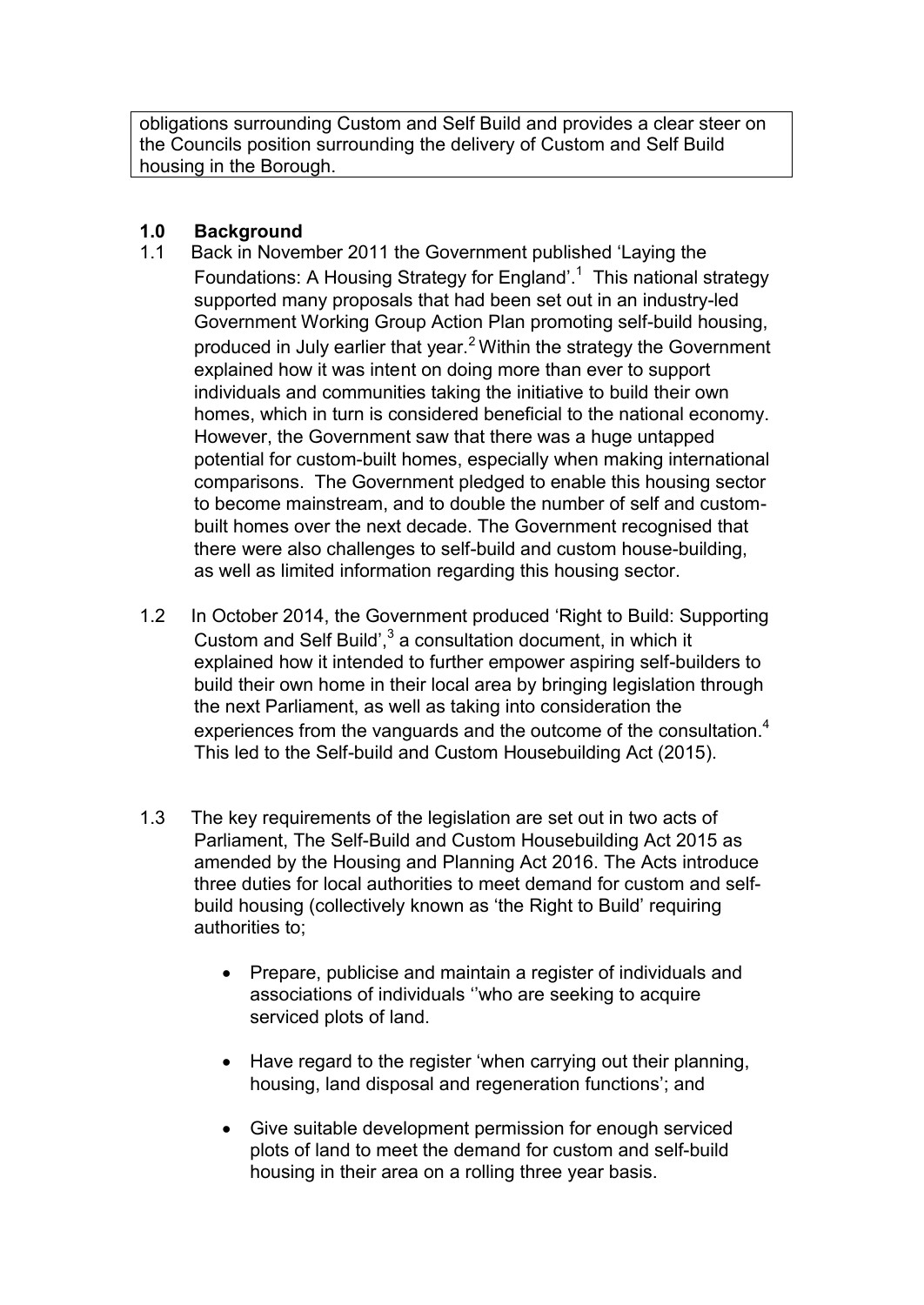obligations surrounding Custom and Self Build and provides a clear steer on the Councils position surrounding the delivery of Custom and Self Build housing in the Borough.

## 1.0 Background

1.1 Back in November 2011 the Government published 'Laying the Foundations: A Housing Strategy for England'.[1] This national strategy supported many proposals that had been set out in an industry-led Government Working Group Action Plan promoting self-build housing, produced in July earlier that year.[2] Within the strategy the Government explained how it was intent on doing more than ever to support individuals and communities taking the initiative to build their own homes, which in turn is considered beneficial to the national economy. However, the Government saw that there was a huge untapped potential for custom-built homes, especially when making international comparisons. The Government pledged to enable this housing sector to become mainstream, and to double the number of self and custom-built homes over the next decade. The Government recognised that there were also challenges to self-build and custom house-building, as well as limited information regarding this housing sector.

1.2 In October 2014, the Government produced 'Right to Build: Supporting Custom and Self Build',[3] a consultation document, in which it explained how it intended to further empower aspiring self-builders to build their own home in their local area by bringing legislation through the next Parliament, as well as taking into consideration the experiences from the vanguards and the outcome of the consultation.[4] This led to the Self-build and Custom Housebuilding Act (2015).

1.3 The key requirements of the legislation are set out in two acts of Parliament, The Self-Build and Custom Housebuilding Act 2015 as amended by the Housing and Planning Act 2016. The Acts introduce three duties for local authorities to meet demand for custom and self-build housing (collectively known as 'the Right to Build' requiring authorities to;

- Prepare, publicise and maintain a register of individuals and associations of individuals ''who are seeking to acquire serviced plots of land.
- Have regard to the register 'when carrying out their planning, housing, land disposal and regeneration functions'; and
- Give suitable development permission for enough serviced plots of land to meet the demand for custom and self-build housing in their area on a rolling three year basis.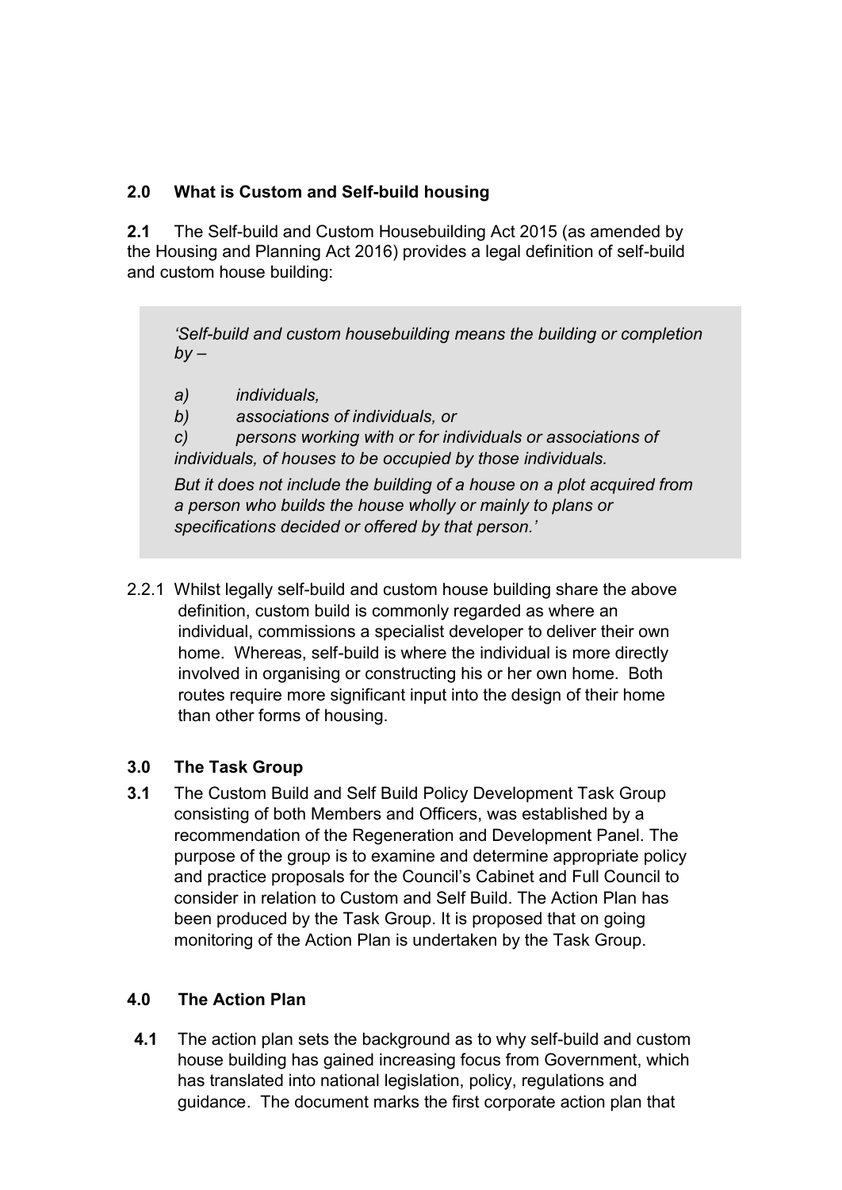## 2.0 What is Custom and Self-build housing

**2.1** The Self-build and Custom Housebuilding Act 2015 (as amended by the Housing and Planning Act 2016) provides a legal definition of self-build and custom house building:

> *'Self-build and custom housebuilding means the building or completion by –*
>
> *a) individuals,*
> *b) associations of individuals, or*
> *c) persons working with or for individuals or associations of individuals, of houses to be occupied by those individuals.*
>
> *But it does not include the building of a house on a plot acquired from a person who builds the house wholly or mainly to plans or specifications decided or offered by that person.'*

2.2.1 Whilst legally self-build and custom house building share the above definition, custom build is commonly regarded as where an individual, commissions a specialist developer to deliver their own home. Whereas, self-build is where the individual is more directly involved in organising or constructing his or her own home. Both routes require more significant input into the design of their home than other forms of housing.

## 3.0 The Task Group

**3.1** The Custom Build and Self Build Policy Development Task Group consisting of both Members and Officers, was established by a recommendation of the Regeneration and Development Panel. The purpose of the group is to examine and determine appropriate policy and practice proposals for the Council's Cabinet and Full Council to consider in relation to Custom and Self Build. The Action Plan has been produced by the Task Group. It is proposed that on going monitoring of the Action Plan is undertaken by the Task Group.

## 4.0 The Action Plan

**4.1** The action plan sets the background as to why self-build and custom house building has gained increasing focus from Government, which has translated into national legislation, policy, regulations and guidance. The document marks the first corporate action plan that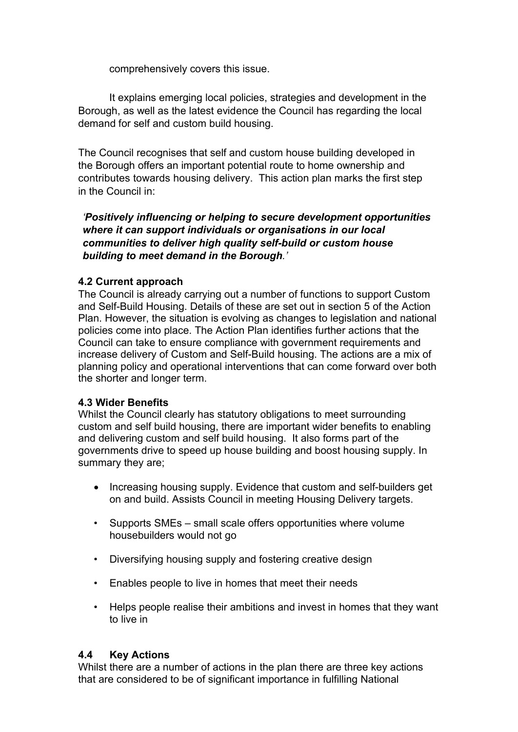comprehensively covers this issue.

It explains emerging local policies, strategies and development in the Borough, as well as the latest evidence the Council has regarding the local demand for self and custom build housing.

The Council recognises that self and custom house building developed in the Borough offers an important potential route to home ownership and contributes towards housing delivery. This action plan marks the first step in the Council in:

*‘**Positively influencing or helping to secure development opportunities where it can support individuals or organisations in our local communities to deliver high quality self-build or custom house building to meet demand in the Borough**.’*

### 4.2 Current approach

The Council is already carrying out a number of functions to support Custom and Self-Build Housing. Details of these are set out in section 5 of the Action Plan. However, the situation is evolving as changes to legislation and national policies come into place. The Action Plan identifies further actions that the Council can take to ensure compliance with government requirements and increase delivery of Custom and Self-Build housing. The actions are a mix of planning policy and operational interventions that can come forward over both the shorter and longer term.

### 4.3 Wider Benefits

Whilst the Council clearly has statutory obligations to meet surrounding custom and self build housing, there are important wider benefits to enabling and delivering custom and self build housing. It also forms part of the governments drive to speed up house building and boost housing supply. In summary they are;

- Increasing housing supply. Evidence that custom and self-builders get on and build. Assists Council in meeting Housing Delivery targets.
- Supports SMEs – small scale offers opportunities where volume housebuilders would not go
- Diversifying housing supply and fostering creative design
- Enables people to live in homes that meet their needs
- Helps people realise their ambitions and invest in homes that they want to live in

### 4.4 Key Actions

Whilst there are a number of actions in the plan there are three key actions that are considered to be of significant importance in fulfilling National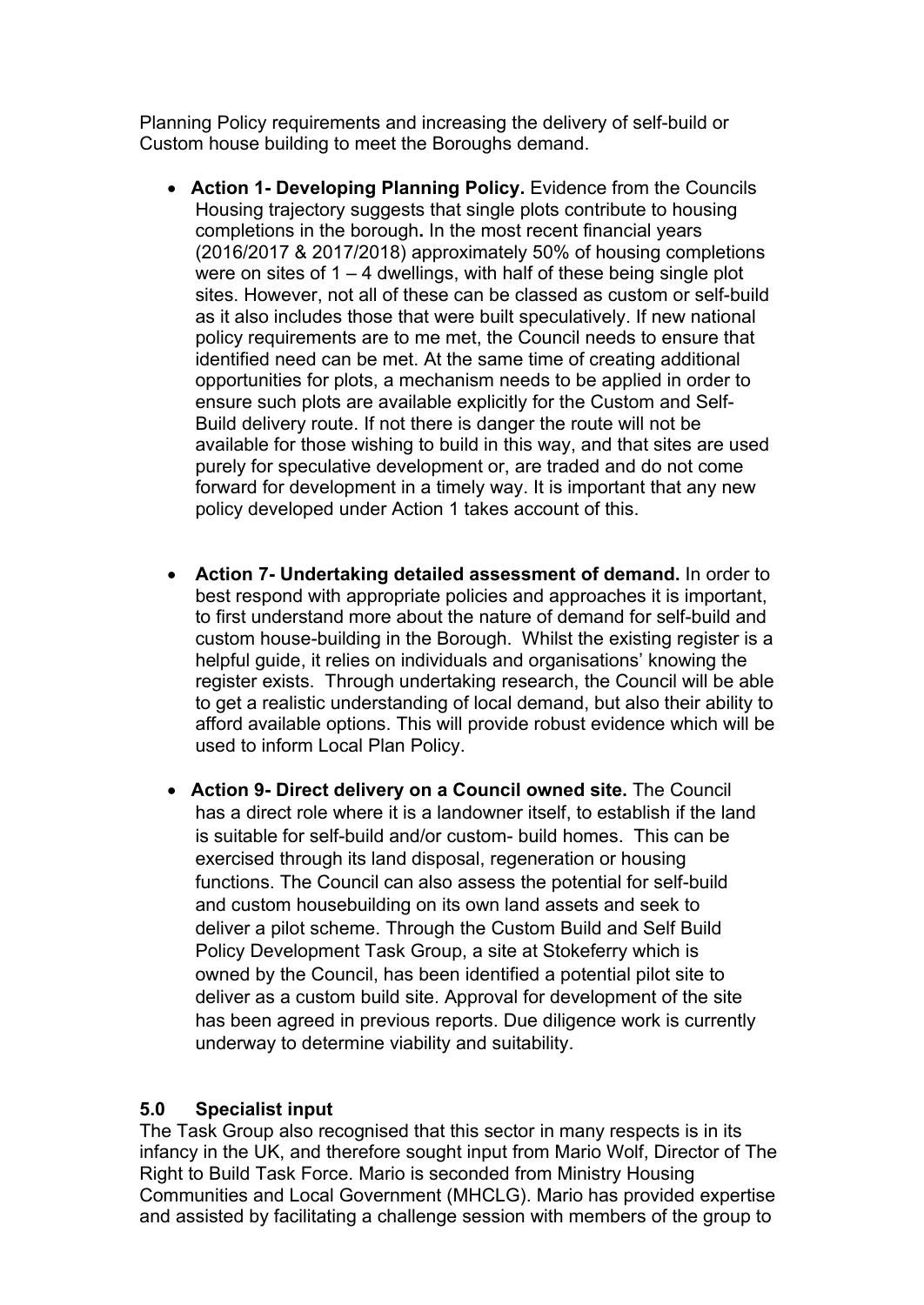Planning Policy requirements and increasing the delivery of self-build or Custom house building to meet the Boroughs demand.

- **Action 1- Developing Planning Policy.** Evidence from the Councils Housing trajectory suggests that single plots contribute to housing completions in the borough**.** In the most recent financial years (2016/2017 & 2017/2018) approximately 50% of housing completions were on sites of 1 – 4 dwellings, with half of these being single plot sites. However, not all of these can be classed as custom or self-build as it also includes those that were built speculatively. If new national policy requirements are to me met, the Council needs to ensure that identified need can be met. At the same time of creating additional opportunities for plots, a mechanism needs to be applied in order to ensure such plots are available explicitly for the Custom and Self-Build delivery route. If not there is danger the route will not be available for those wishing to build in this way, and that sites are used purely for speculative development or, are traded and do not come forward for development in a timely way. It is important that any new policy developed under Action 1 takes account of this.

- **Action 7- Undertaking detailed assessment of demand.** In order to best respond with appropriate policies and approaches it is important, to first understand more about the nature of demand for self-build and custom house-building in the Borough. Whilst the existing register is a helpful guide, it relies on individuals and organisations' knowing the register exists. Through undertaking research, the Council will be able to get a realistic understanding of local demand, but also their ability to afford available options. This will provide robust evidence which will be used to inform Local Plan Policy.

- **Action 9- Direct delivery on a Council owned site.** The Council has a direct role where it is a landowner itself, to establish if the land is suitable for self-build and/or custom- build homes. This can be exercised through its land disposal, regeneration or housing functions. The Council can also assess the potential for self-build and custom housebuilding on its own land assets and seek to deliver a pilot scheme. Through the Custom Build and Self Build Policy Development Task Group, a site at Stokeferry which is owned by the Council, has been identified a potential pilot site to deliver as a custom build site. Approval for development of the site has been agreed in previous reports. Due diligence work is currently underway to determine viability and suitability.

## 5.0 Specialist input

The Task Group also recognised that this sector in many respects is in its infancy in the UK, and therefore sought input from Mario Wolf, Director of The Right to Build Task Force. Mario is seconded from Ministry Housing Communities and Local Government (MHCLG). Mario has provided expertise and assisted by facilitating a challenge session with members of the group to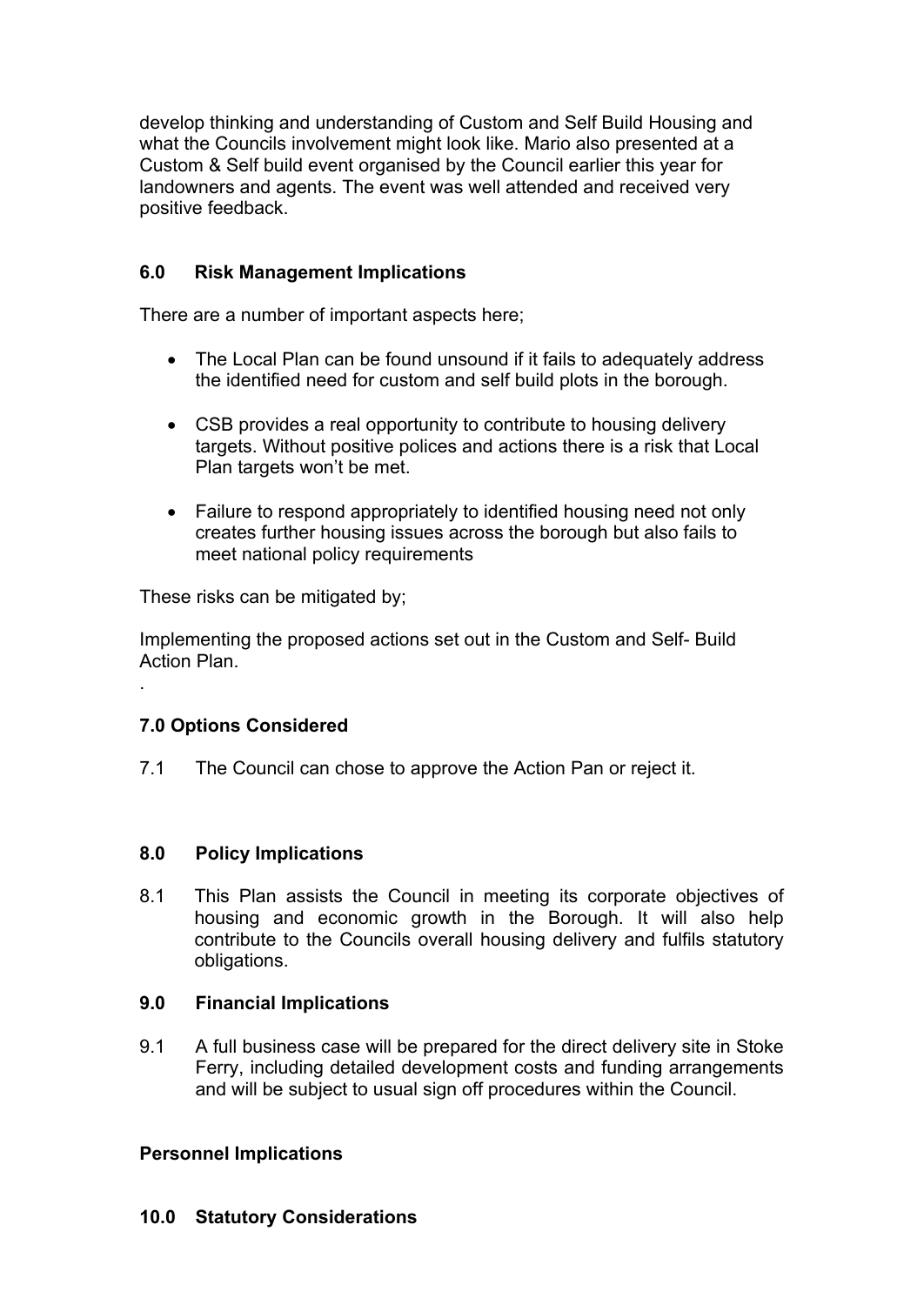develop thinking and understanding of Custom and Self Build Housing and what the Councils involvement might look like. Mario also presented at a Custom & Self build event organised by the Council earlier this year for landowners and agents. The event was well attended and received very positive feedback.

## 6.0 Risk Management Implications

There are a number of important aspects here;

- The Local Plan can be found unsound if it fails to adequately address the identified need for custom and self build plots in the borough.
- CSB provides a real opportunity to contribute to housing delivery targets. Without positive polices and actions there is a risk that Local Plan targets won't be met.
- Failure to respond appropriately to identified housing need not only creates further housing issues across the borough but also fails to meet national policy requirements

These risks can be mitigated by;

Implementing the proposed actions set out in the Custom and Self- Build Action Plan.

.

## 7.0 Options Considered

7.1 The Council can chose to approve the Action Pan or reject it.

## 8.0 Policy Implications

8.1 This Plan assists the Council in meeting its corporate objectives of housing and economic growth in the Borough. It will also help contribute to the Councils overall housing delivery and fulfils statutory obligations.

## 9.0 Financial Implications

9.1 A full business case will be prepared for the direct delivery site in Stoke Ferry, including detailed development costs and funding arrangements and will be subject to usual sign off procedures within the Council.

## Personnel Implications

## 10.0 Statutory Considerations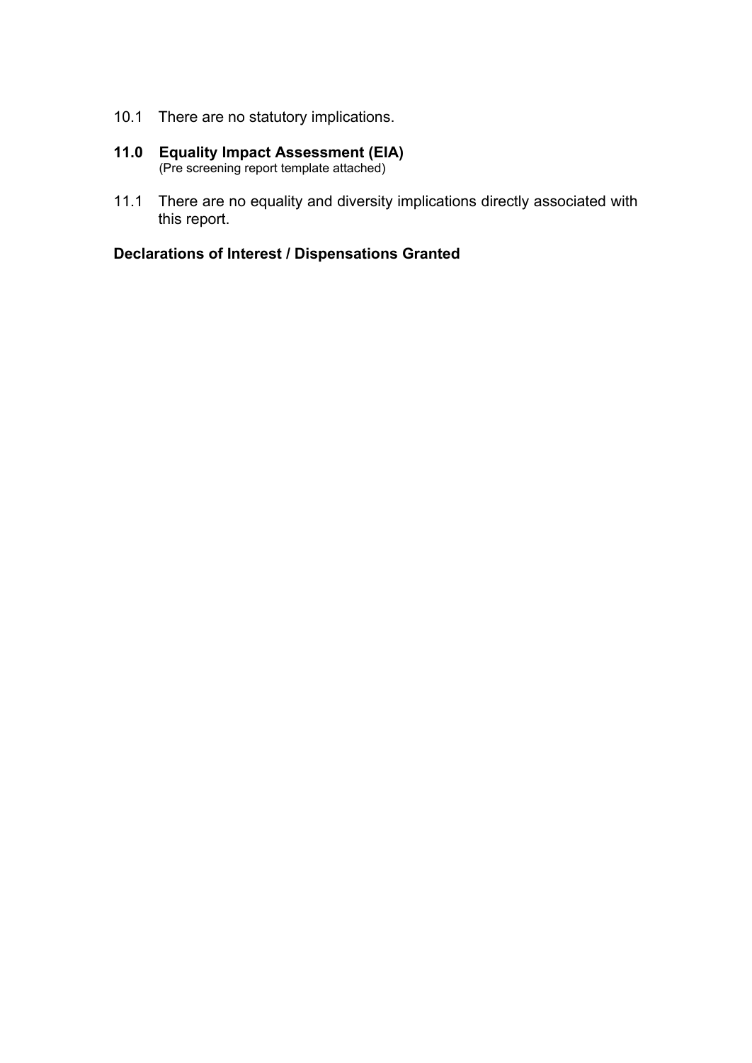10.1 There are no statutory implications.

## 11.0 Equality Impact Assessment (EIA)

(Pre screening report template attached)

11.1 There are no equality and diversity implications directly associated with this report.

**Declarations of Interest / Dispensations Granted**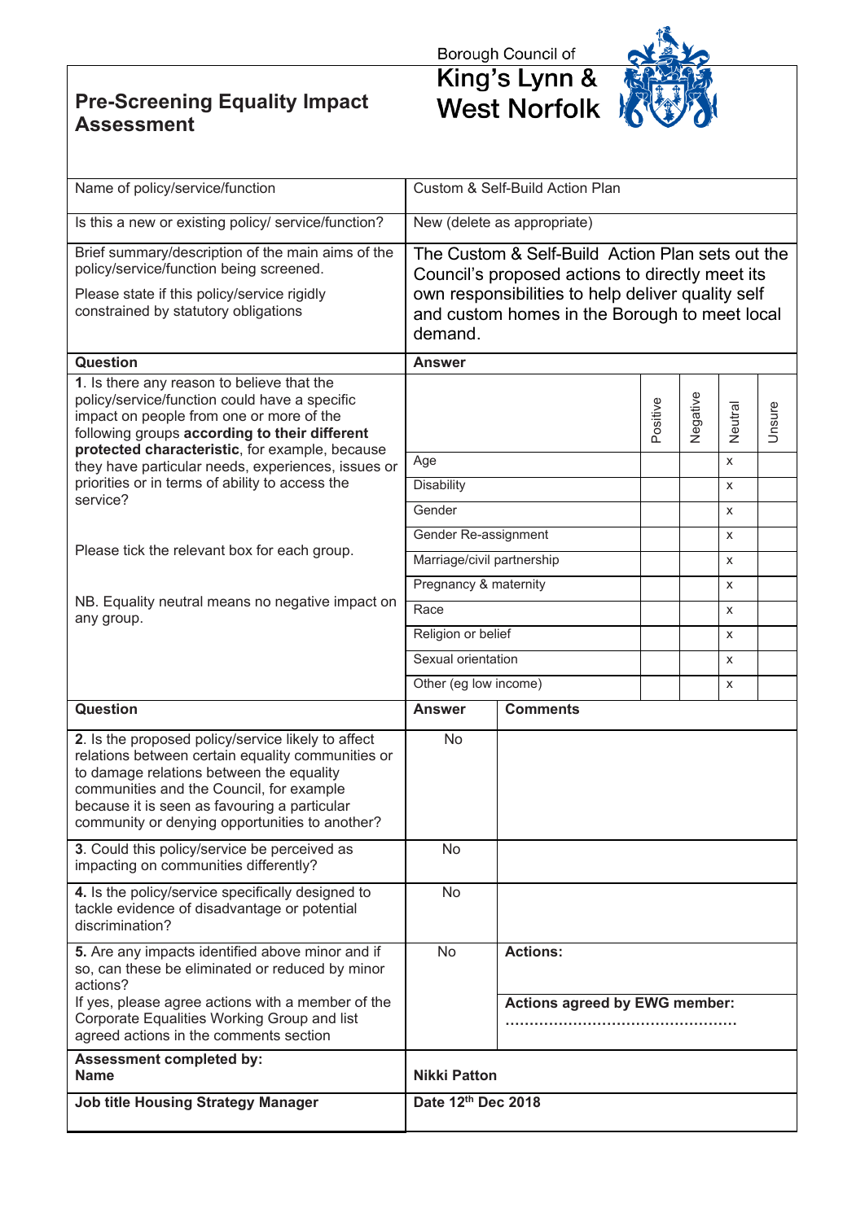# Pre-Screening Equality Impact Assessment

Borough Council of
King's Lynn & West Norfolk

| Name of policy/service/function | Custom & Self-Build Action Plan |
|---|---|
| Is this a new or existing policy/ service/function? | New (delete as appropriate) |
| Brief summary/description of the main aims of the policy/service/function being screened.<br><br>Please state if this policy/service rigidly constrained by statutory obligations | The Custom & Self-Build Action Plan sets out the Council's proposed actions to directly meet its own responsibilities to help deliver quality self and custom homes in the Borough to meet local demand. |

| Question | Answer | Positive | Negative | Neutral | Unsure |
|---|---|---|---|---|---|
| **1**. Is there any reason to believe that the policy/service/function could have a specific impact on people from one or more of the following groups **according to their different protected characteristic**, for example, because they have particular needs, experiences, issues or priorities or in terms of ability to access the service?<br><br>Please tick the relevant box for each group.<br><br>NB. Equality neutral means no negative impact on any group. | | | | | |
| | Age | | | x | |
| | Disability | | | x | |
| | Gender | | | x | |
| | Gender Re-assignment | | | x | |
| | Marriage/civil partnership | | | x | |
| | Pregnancy & maternity | | | x | |
| | Race | | | x | |
| | Religion or belief | | | x | |
| | Sexual orientation | | | x | |
| | Other (eg low income) | | | x | |

| Question | Answer | Comments |
|---|---|---|
| **2**. Is the proposed policy/service likely to affect relations between certain equality communities or to damage relations between the equality communities and the Council, for example because it is seen as favouring a particular community or denying opportunities to another? | No | |
| **3**. Could this policy/service be perceived as impacting on communities differently? | No | |
| **4.** Is the policy/service specifically designed to tackle evidence of disadvantage or potential discrimination? | No | |
| **5.** Are any impacts identified above minor and if so, can these be eliminated or reduced by minor actions?<br>If yes, please agree actions with a member of the Corporate Equalities Working Group and list agreed actions in the comments section | No | **Actions:**<br><br>**Actions agreed by EWG member:**<br>………………………………………… |
| **Assessment completed by:**<br>**Name** | **Nikki Patton** | |
| **Job title Housing Strategy Manager** | **Date 12th Dec 2018** | |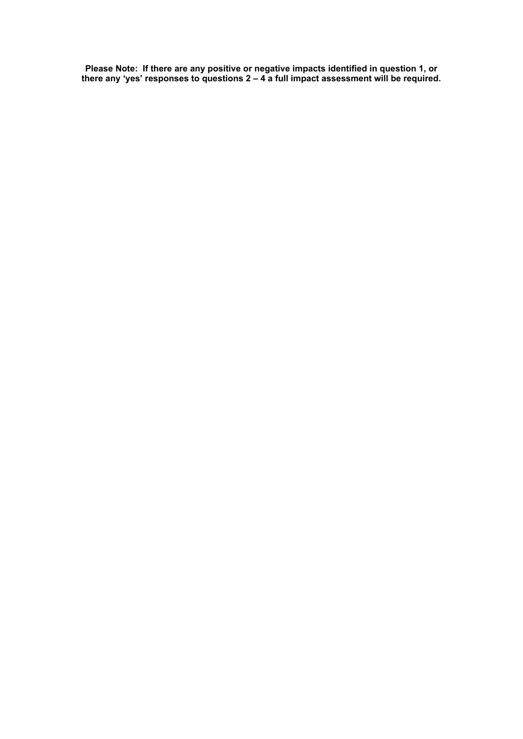**Please Note: If there are any positive or negative impacts identified in question 1, or there any 'yes' responses to questions 2 – 4 a full impact assessment will be required.**